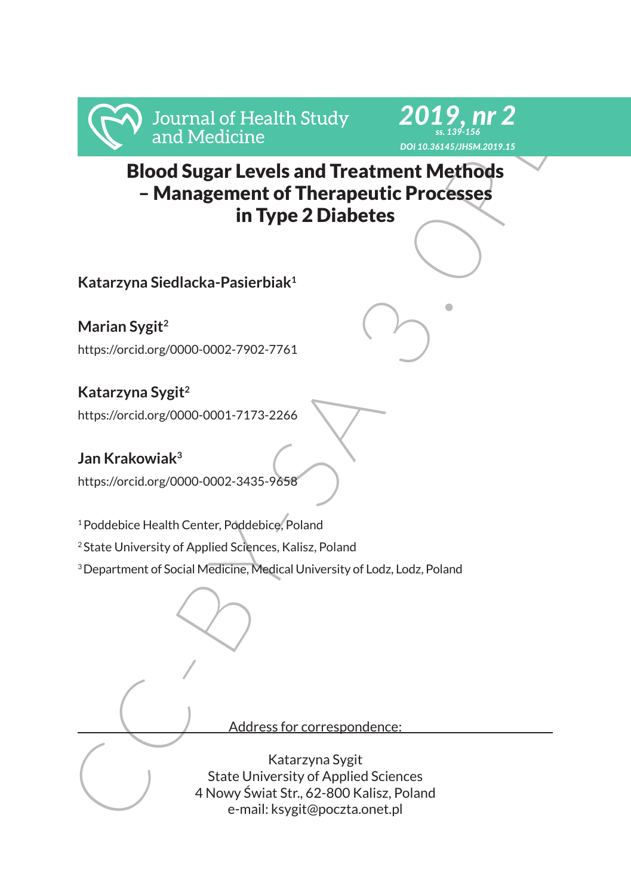# Blood Sugar Levels and Treatment Methods – Management of Therapeutic Processes in Type 2 Diabetes

**Katarzyna Siedlacka-Pasierbiak**[1]

**Marian Sygit**[2]
https://orcid.org/0000-0002-7902-7761

**Katarzyna Sygit**[2]
https://orcid.org/0000-0001-7173-2266

**Jan Krakowiak**[3]
https://orcid.org/0000-0002-3435-9658

[1] Poddebice Health Center, Poddebice, Poland
[2] State University of Applied Sciences, Kalisz, Poland
[3] Department of Social Medicine, Medical University of Lodz, Lodz, Poland

Address for correspondence:

Katarzyna Sygit
State University of Applied Sciences
4 Nowy Świat Str., 62-800 Kalisz, Poland
e-mail: ksygit@poczta.onet.pl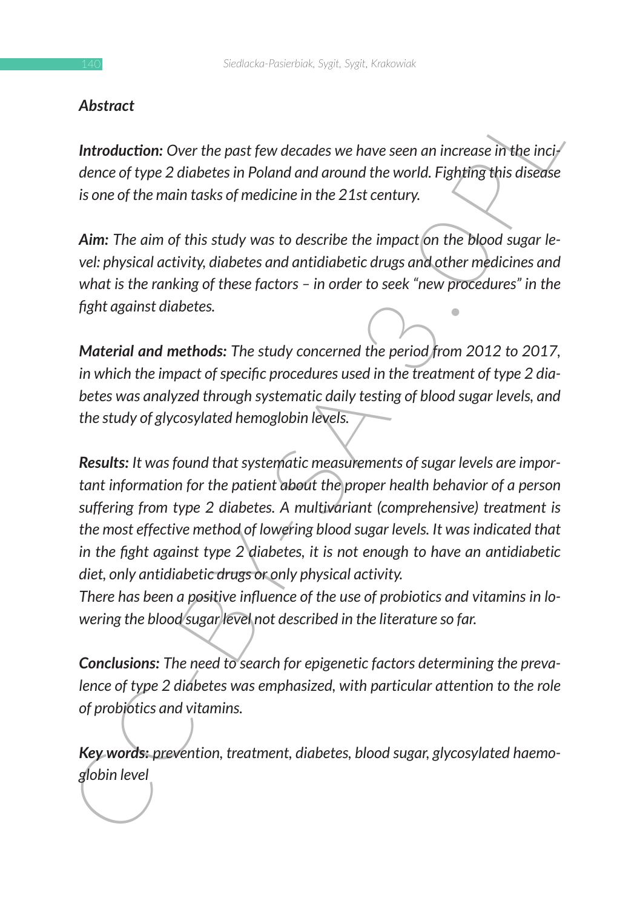## Abstract

***Introduction:*** *Over the past few decades we have seen an increase in the incidence of type 2 diabetes in Poland and around the world. Fighting this disease is one of the main tasks of medicine in the 21st century.*

***Aim:*** *The aim of this study was to describe the impact on the blood sugar level: physical activity, diabetes and antidiabetic drugs and other medicines and what is the ranking of these factors – in order to seek "new procedures" in the fight against diabetes.*

***Material and methods:*** *The study concerned the period from 2012 to 2017, in which the impact of specific procedures used in the treatment of type 2 diabetes was analyzed through systematic daily testing of blood sugar levels, and the study of glycosylated hemoglobin levels.*

***Results:*** *It was found that systematic measurements of sugar levels are important information for the patient about the proper health behavior of a person suffering from type 2 diabetes. A multivariant (comprehensive) treatment is the most effective method of lowering blood sugar levels. It was indicated that in the fight against type 2 diabetes, it is not enough to have an antidiabetic diet, only antidiabetic drugs or only physical activity.*
*There has been a positive influence of the use of probiotics and vitamins in lowering the blood sugar level not described in the literature so far.*

***Conclusions:*** *The need to search for epigenetic factors determining the prevalence of type 2 diabetes was emphasized, with particular attention to the role of probiotics and vitamins.*

***Key words:*** *prevention, treatment, diabetes, blood sugar, glycosylated haemoglobin level*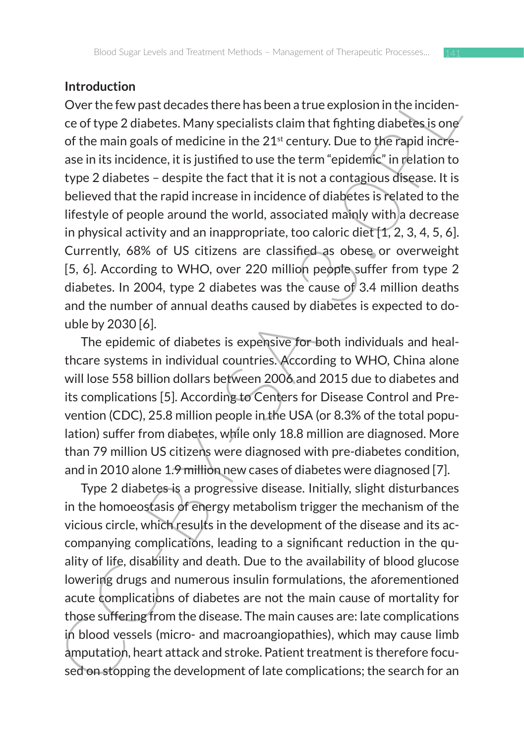## Introduction

Over the few past decades there has been a true explosion in the incidence of type 2 diabetes. Many specialists claim that fighting diabetes is one of the main goals of medicine in the 21st century. Due to the rapid increase in its incidence, it is justified to use the term "epidemic" in relation to type 2 diabetes – despite the fact that it is not a contagious disease. It is believed that the rapid increase in incidence of diabetes is related to the lifestyle of people around the world, associated mainly with a decrease in physical activity and an inappropriate, too caloric diet [1, 2, 3, 4, 5, 6]. Currently, 68% of US citizens are classified as obese or overweight [5, 6]. According to WHO, over 220 million people suffer from type 2 diabetes. In 2004, type 2 diabetes was the cause of 3.4 million deaths and the number of annual deaths caused by diabetes is expected to double by 2030 [6].

The epidemic of diabetes is expensive for both individuals and healthcare systems in individual countries. According to WHO, China alone will lose 558 billion dollars between 2006 and 2015 due to diabetes and its complications [5]. According to Centers for Disease Control and Prevention (CDC), 25.8 million people in the USA (or 8.3% of the total population) suffer from diabetes, while only 18.8 million are diagnosed. More than 79 million US citizens were diagnosed with pre-diabetes condition, and in 2010 alone 1.9 million new cases of diabetes were diagnosed [7].

Type 2 diabetes is a progressive disease. Initially, slight disturbances in the homoeostasis of energy metabolism trigger the mechanism of the vicious circle, which results in the development of the disease and its accompanying complications, leading to a significant reduction in the quality of life, disability and death. Due to the availability of blood glucose lowering drugs and numerous insulin formulations, the aforementioned acute complications of diabetes are not the main cause of mortality for those suffering from the disease. The main causes are: late complications in blood vessels (micro- and macroangiopathies), which may cause limb amputation, heart attack and stroke. Patient treatment is therefore focused on stopping the development of late complications; the search for an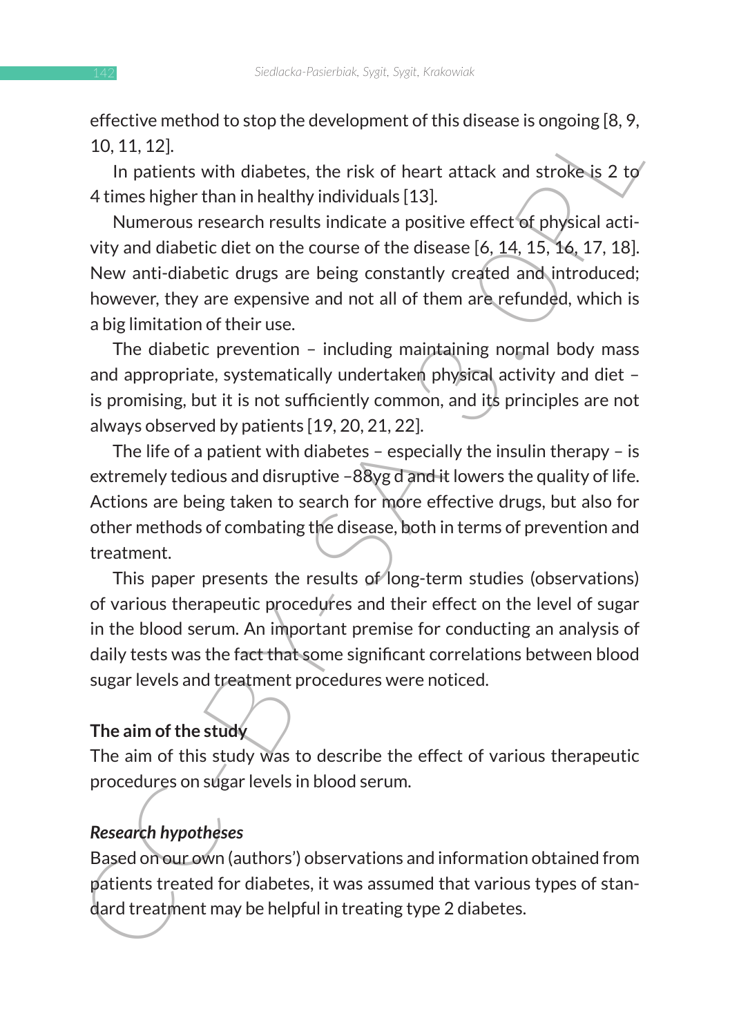effective method to stop the development of this disease is ongoing [8, 9, 10, 11, 12].

In patients with diabetes, the risk of heart attack and stroke is 2 to 4 times higher than in healthy individuals [13].

Numerous research results indicate a positive effect of physical activity and diabetic diet on the course of the disease [6, 14, 15, 16, 17, 18]. New anti-diabetic drugs are being constantly created and introduced; however, they are expensive and not all of them are refunded, which is a big limitation of their use.

The diabetic prevention – including maintaining normal body mass and appropriate, systematically undertaken physical activity and diet – is promising, but it is not sufficiently common, and its principles are not always observed by patients [19, 20, 21, 22].

The life of a patient with diabetes – especially the insulin therapy – is extremely tedious and disruptive –88yg d and it lowers the quality of life. Actions are being taken to search for more effective drugs, but also for other methods of combating the disease, both in terms of prevention and treatment.

This paper presents the results of long-term studies (observations) of various therapeutic procedures and their effect on the level of sugar in the blood serum. An important premise for conducting an analysis of daily tests was the fact that some significant correlations between blood sugar levels and treatment procedures were noticed.

## The aim of the study

The aim of this study was to describe the effect of various therapeutic procedures on sugar levels in blood serum.

### *Research hypotheses*

Based on our own (authors') observations and information obtained from patients treated for diabetes, it was assumed that various types of standard treatment may be helpful in treating type 2 diabetes.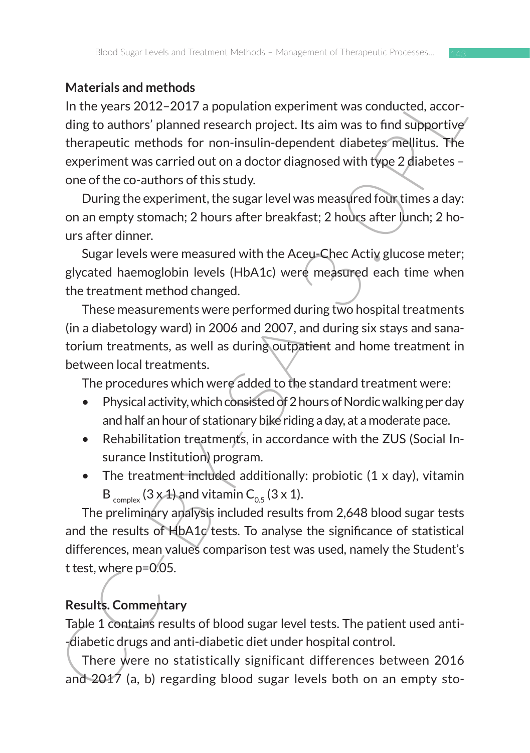**Materials and methods**

In the years 2012–2017 a population experiment was conducted, according to authors' planned research project. Its aim was to find supportive therapeutic methods for non-insulin-dependent diabetes mellitus. The experiment was carried out on a doctor diagnosed with type 2 diabetes – one of the co-authors of this study.

During the experiment, the sugar level was measured four times a day: on an empty stomach; 2 hours after breakfast; 2 hours after lunch; 2 hours after dinner.

Sugar levels were measured with the Aceu-Chec Activ glucose meter; glycated haemoglobin levels (HbA1c) were measured each time when the treatment method changed.

These measurements were performed during two hospital treatments (in a diabetology ward) in 2006 and 2007, and during six stays and sanatorium treatments, as well as during outpatient and home treatment in between local treatments.

The procedures which were added to the standard treatment were:

- Physical activity, which consisted of 2 hours of Nordic walking per day and half an hour of stationary bike riding a day, at a moderate pace.
- Rehabilitation treatments, in accordance with the ZUS (Social Insurance Institution) program.
- The treatment included additionally: probiotic (1 x day), vitamin $B_{complex}$ (3 x 1) and vitamin $C_{0.5}$ (3 x 1).

The preliminary analysis included results from 2,648 blood sugar tests and the results of HbA1c tests. To analyse the significance of statistical differences, mean values comparison test was used, namely the Student's t test, where $p=0.05$.

**Results. Commentary**

Table 1 contains results of blood sugar level tests. The patient used anti-diabetic drugs and anti-diabetic diet under hospital control.

There were no statistically significant differences between 2016 and 2017 (a, b) regarding blood sugar levels both on an empty sto-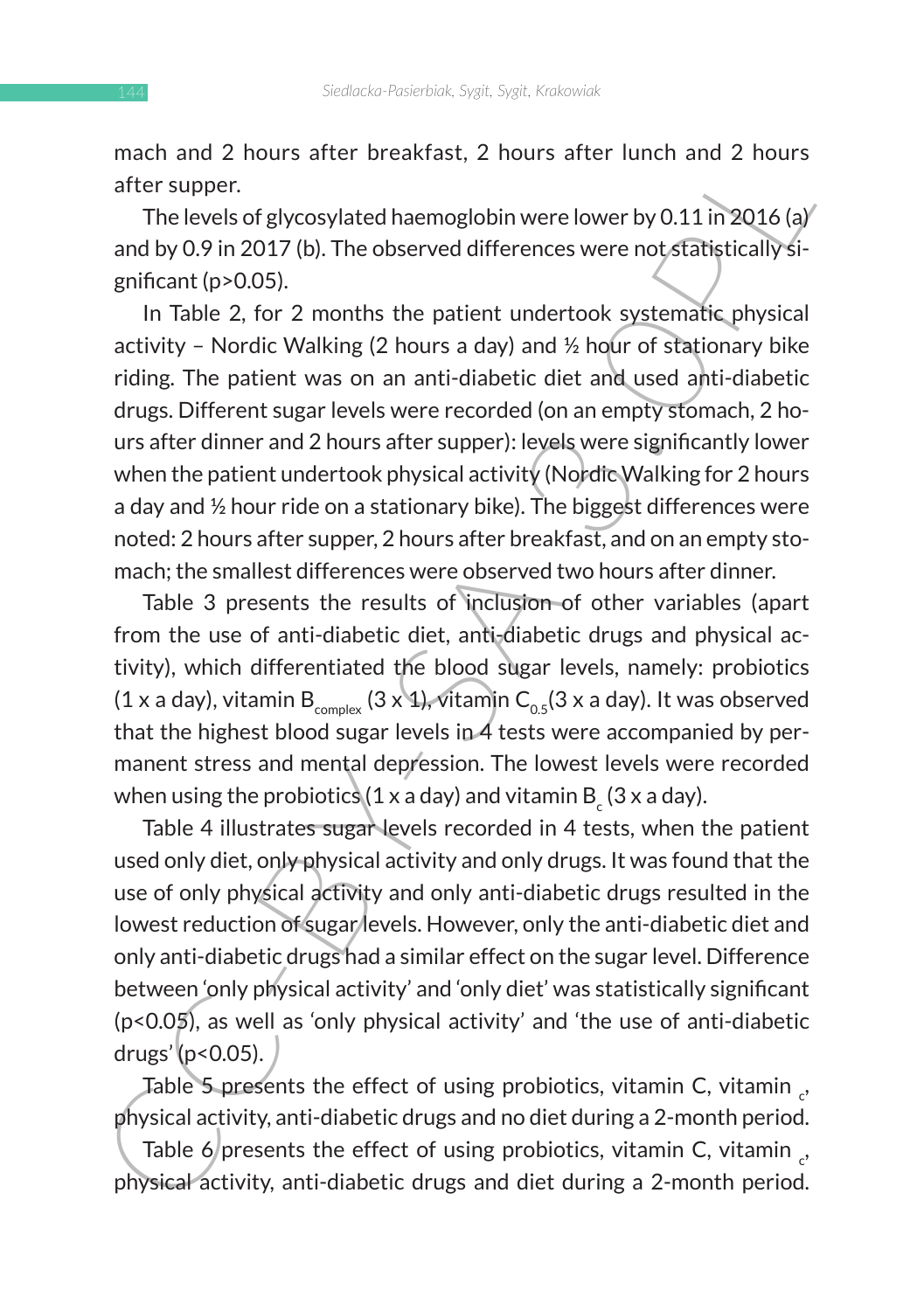mach and 2 hours after breakfast, 2 hours after lunch and 2 hours after supper.

The levels of glycosylated haemoglobin were lower by 0.11 in 2016 (a) and by 0.9 in 2017 (b). The observed differences were not statistically significant ($p>0.05$).

In Table 2, for 2 months the patient undertook systematic physical activity – Nordic Walking (2 hours a day) and ½ hour of stationary bike riding. The patient was on an anti-diabetic diet and used anti-diabetic drugs. Different sugar levels were recorded (on an empty stomach, 2 hours after dinner and 2 hours after supper): levels were significantly lower when the patient undertook physical activity (Nordic Walking for 2 hours a day and ½ hour ride on a stationary bike). The biggest differences were noted: 2 hours after supper, 2 hours after breakfast, and on an empty stomach; the smallest differences were observed two hours after dinner.

Table 3 presents the results of inclusion of other variables (apart from the use of anti-diabetic diet, anti-diabetic drugs and physical activity), which differentiated the blood sugar levels, namely: probiotics (1 x a day), vitamin $B_{complex}$ (3 x 1), vitamin $C_{0.5}$(3 x a day). It was observed that the highest blood sugar levels in 4 tests were accompanied by permanent stress and mental depression. The lowest levels were recorded when using the probiotics (1 x a day) and vitamin $B_c$ (3 x a day).

Table 4 illustrates sugar levels recorded in 4 tests, when the patient used only diet, only physical activity and only drugs. It was found that the use of only physical activity and only anti-diabetic drugs resulted in the lowest reduction of sugar levels. However, only the anti-diabetic diet and only anti-diabetic drugs had a similar effect on the sugar level. Difference between 'only physical activity' and 'only diet' was statistically significant ($p<0.05$), as well as 'only physical activity' and 'the use of anti-diabetic drugs' ($p<0.05$).

Table 5 presents the effect of using probiotics, vitamin C, vitamin $_c$, physical activity, anti-diabetic drugs and no diet during a 2-month period.

Table 6 presents the effect of using probiotics, vitamin C, vitamin $_c$, physical activity, anti-diabetic drugs and diet during a 2-month period.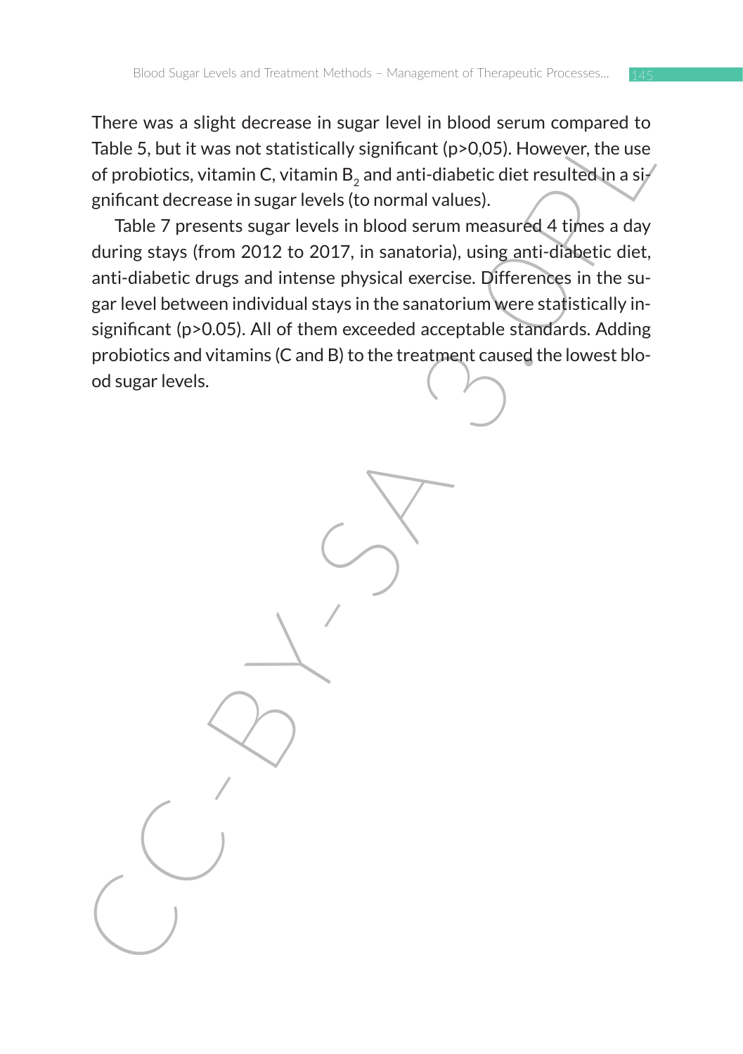There was a slight decrease in sugar level in blood serum compared to Table 5, but it was not statistically significant (p>0,05). However, the use of probiotics, vitamin C, vitamin $B_2$ and anti-diabetic diet resulted in a significant decrease in sugar levels (to normal values).

Table 7 presents sugar levels in blood serum measured 4 times a day during stays (from 2012 to 2017, in sanatoria), using anti-diabetic diet, anti-diabetic drugs and intense physical exercise. Differences in the sugar level between individual stays in the sanatorium were statistically insignificant (p>0.05). All of them exceeded acceptable standards. Adding probiotics and vitamins (C and B) to the treatment caused the lowest blood sugar levels.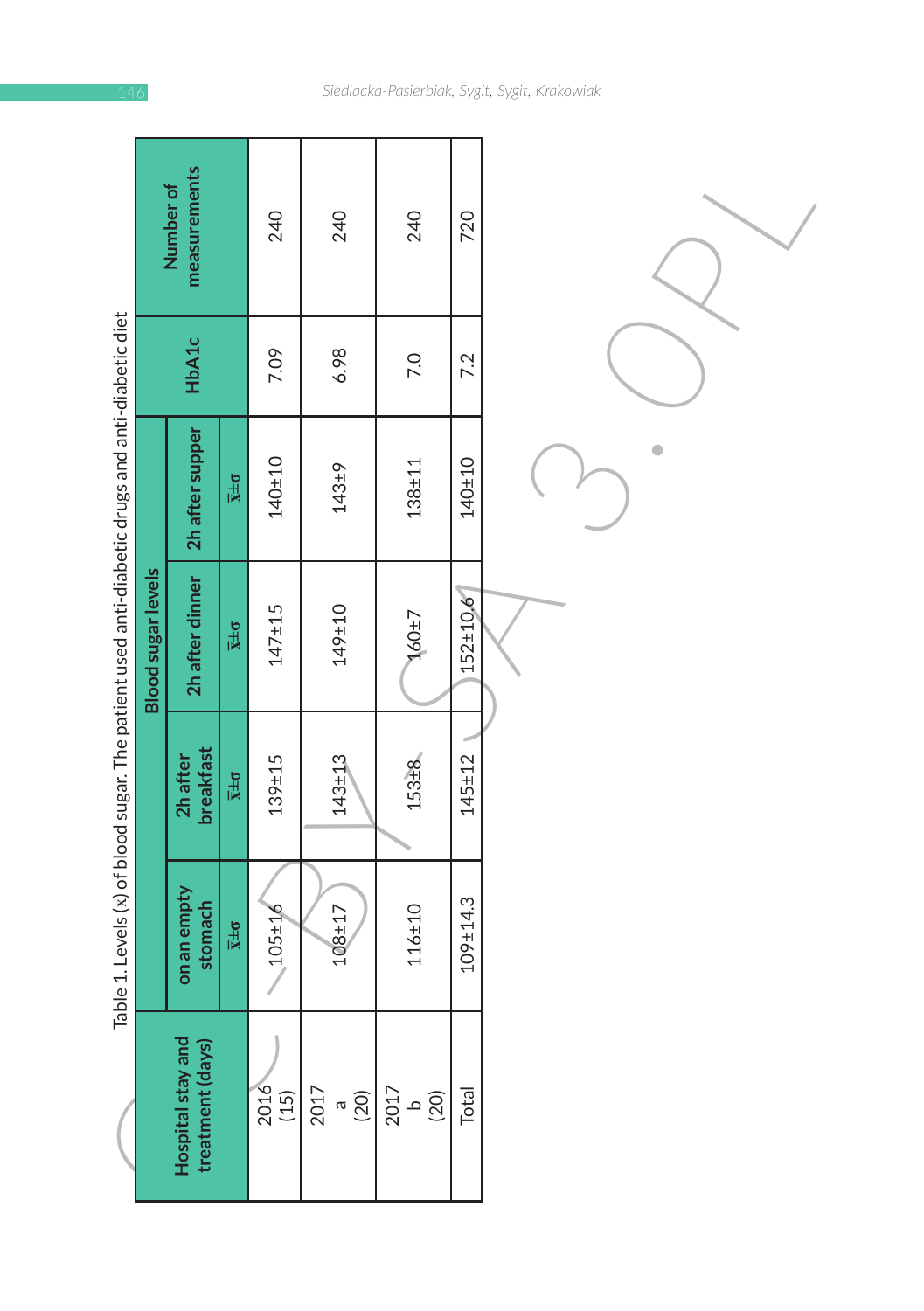Table 1. Levels ($\bar{x}$) of blood sugar. The patient used anti-diabetic drugs and anti-diabetic diet

| Hospital stay and treatment (days) | Blood sugar levels | | | | HbA1c | Number of measurements |
|---|---|---|---|---|---|---|
| | on an empty stomach | 2h after breakfast | 2h after dinner | 2h after supper | | |
| | $\bar{x}\pm\sigma$ | $\bar{x}\pm\sigma$ | $\bar{x}\pm\sigma$ | $\bar{x}\pm\sigma$ | | |
| 2016 (15) | 105±16 | 139±15 | 147±15 | 140±10 | 7.09 | 240 |
| 2017 a (20) | 108±17 | 143±13 | 149±10 | 143±9 | 6.98 | 240 |
| 2017 b (20) | 116±10 | 153±8 | 160±7 | 138±11 | 7.0 | 240 |
| Total | 109±14.3 | 145±12 | 152±10.6 | 140±10 | 7.2 | 720 |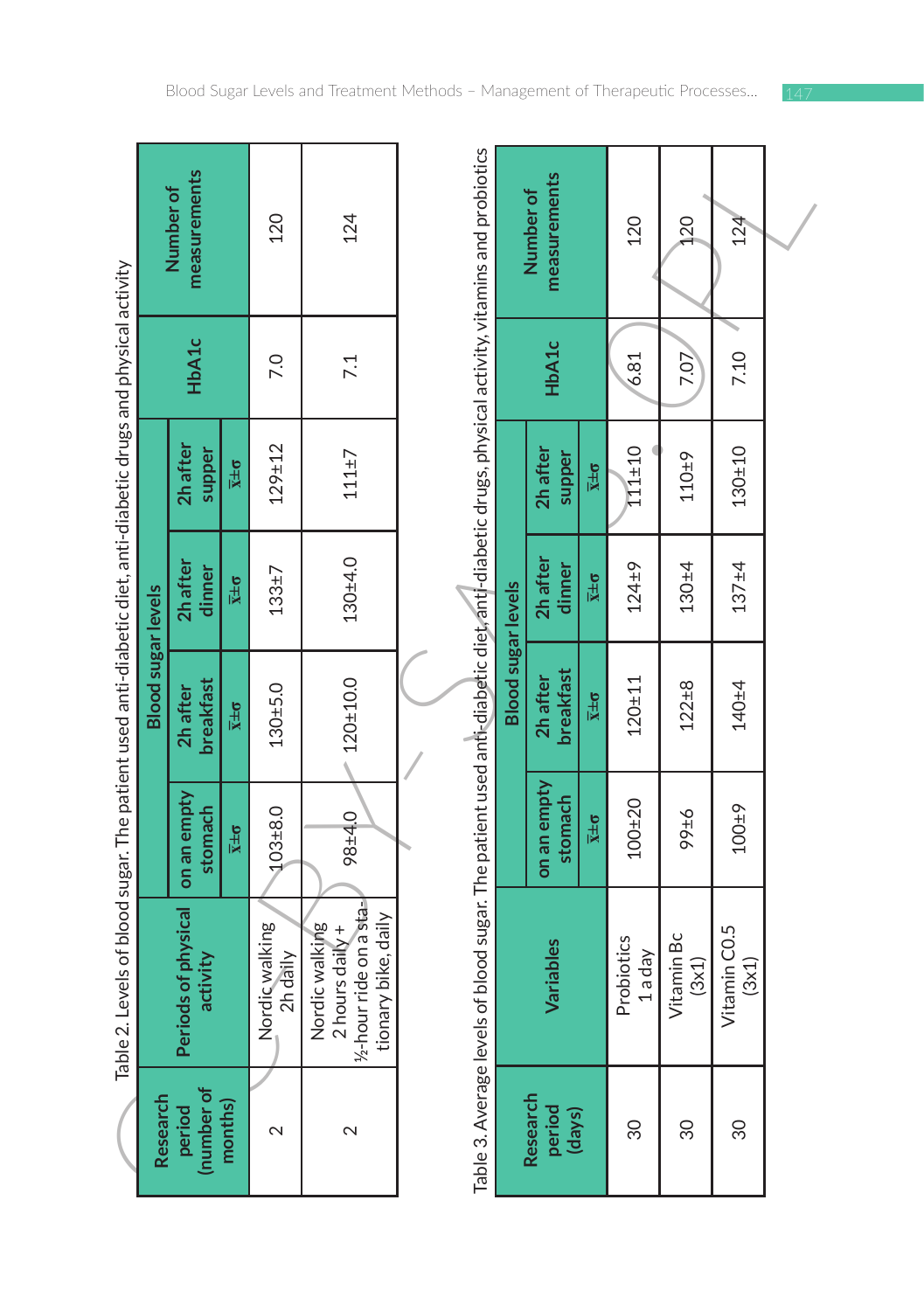Table 2. Levels of blood sugar. The patient used anti-diabetic diet, anti-diabetic drugs and physical activity

| Research period (number of months) | Periods of physical activity | Blood sugar levels | | | | HbA1c | Number of measurements |
|---|---|---|---|---|---|---|---|
| | | on an empty stomach | 2h after breakfast | 2h after dinner | 2h after supper | | |
| | | $\bar{x}\pm\sigma$ | $\bar{x}\pm\sigma$ | $\bar{x}\pm\sigma$ | $\bar{x}\pm\sigma$ | | |
| 2 | Nordic walking 2h daily | 103±8.0 | 130±5.0 | 133±7 | 129±12 | 7.0 | 120 |
| 2 | Nordic walking 2 hours daily + ½-hour ride on a stationary bike, daily | 98±4.0 | 120±10.0 | 130±4.0 | 111±7 | 7.1 | 124 |

Table 3. Average levels of blood sugar. The patient used anti-diabetic diet, anti-diabetic drugs, physical activity, vitamins and probiotics

| Research period (days) | Variables | Blood sugar levels | | | | HbA1c | Number of measurements |
|---|---|---|---|---|---|---|---|
| | | on an empty stomach | 2h after breakfast | 2h after dinner | 2h after supper | | |
| | | $\bar{x}\pm\sigma$ | $\bar{x}\pm\sigma$ | $\bar{x}\pm\sigma$ | $\bar{x}\pm\sigma$ | | |
| 30 | Probiotics 1 a day | 100±20 | 120±11 | 124±9 | 111±10 | 6.81 | 120 |
| 30 | Vitamin Bc (3x1) | 99±6 | 122±8 | 130±4 | 110±9 | 7.07 | 120 |
| 30 | Vitamin C0.5 (3x1) | 100±9 | 140±4 | 137±4 | 130±10 | 7.10 | 124 |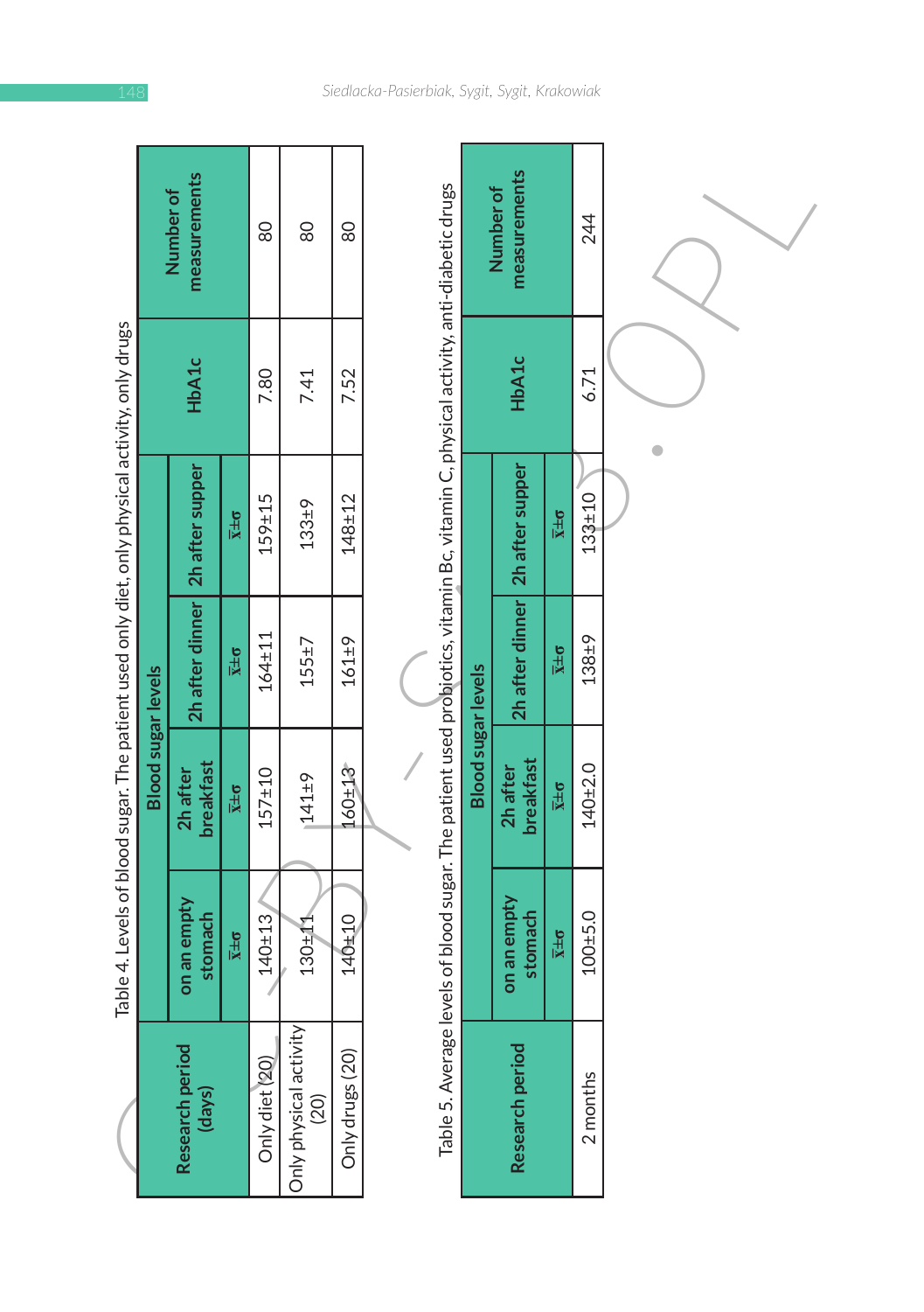Table 4. Levels of blood sugar. The patient used only diet, only physical activity, only drugs

| Research period (days) | Blood sugar levels | | | | HbA1c | Number of measurements |
|---|---|---|---|---|---|---|
| | on an empty stomach | 2h after breakfast | 2h after dinner | 2h after supper | | |
| | $\bar{x}\pm\sigma$ | $\bar{x}\pm\sigma$ | $\bar{x}\pm\sigma$ | $\bar{x}\pm\sigma$ | | |
| Only diet (20) | 140±13 | 157±10 | 164±11 | 159±15 | 7.80 | 80 |
| Only physical activity (20) | 130±11 | 141±9 | 155±7 | 133±9 | 7.41 | 80 |
| Only drugs (20) | 140±10 | 160±13 | 161±9 | 148±12 | 7.52 | 80 |

Table 5. Average levels of blood sugar. The patient used probiotics, vitamin Bc, vitamin C, physical activity, anti-diabetic drugs

| Research period | Blood sugar levels | | | | HbA1c | Number of measurements |
|---|---|---|---|---|---|---|
| | on an empty stomach | 2h after breakfast | 2h after dinner | 2h after supper | | |
| | $\bar{x}\pm\sigma$ | $\bar{x}\pm\sigma$ | $\bar{x}\pm\sigma$ | $\bar{x}\pm\sigma$ | | |
| 2 months | 100±5.0 | 140±2.0 | 138±9 | 133±10 | 6.71 | 244 |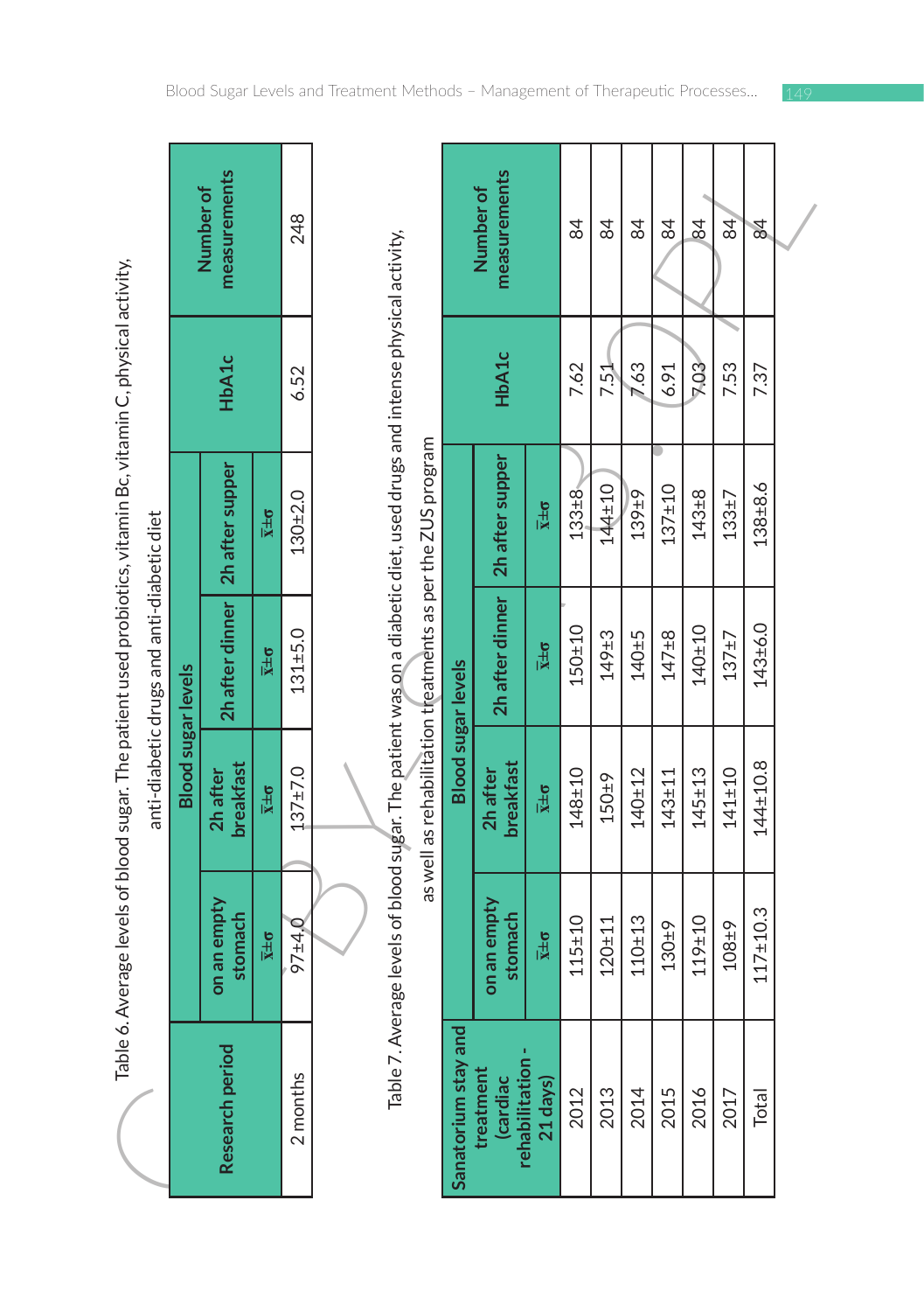Table 6. Average levels of blood sugar. The patient used probiotics, vitamin Bc, vitamin C, physical activity, anti-diabetic drugs and anti-diabetic diet

| Research period | Blood sugar levels | | | | HbA1c | Number of measurements |
|---|---|---|---|---|---|---|
| | on an empty stomach | 2h after breakfast | 2h after dinner | 2h after supper | | |
| | $\bar{x}\pm\sigma$ | $\bar{x}\pm\sigma$ | $\bar{x}\pm\sigma$ | $\bar{x}\pm\sigma$ | | |
| 2 months | 97±4.0 | 137±7.0 | 131±5.0 | 130±2.0 | 6.52 | 248 |

Table 7. Average levels of blood sugar. The patient was on a diabetic diet, used drugs and intense physical activity, as well as rehabilitation treatments as per the ZUS program

| Sanatorium stay and treatment (cardiac rehabilitation - 21 days) | Blood sugar levels | | | | HbA1c | Number of measurements |
|---|---|---|---|---|---|---|
| | on an empty stomach | 2h after breakfast | 2h after dinner | 2h after supper | | |
| | $\bar{x}\pm\sigma$ | $\bar{x}\pm\sigma$ | $\bar{x}\pm\sigma$ | $\bar{x}\pm\sigma$ | | |
| 2012 | 115±10 | 148±10 | 150±10 | 133±8 | 7.62 | 84 |
| 2013 | 120±11 | 150±9 | 149±3 | 144±10 | 7.51 | 84 |
| 2014 | 110±13 | 140±12 | 140±5 | 139±9 | 7.63 | 84 |
| 2015 | 130±9 | 143±11 | 147±8 | 137±10 | 6.91 | 84 |
| 2016 | 119±10 | 145±13 | 140±10 | 143±8 | 7.03 | 84 |
| 2017 | 108±9 | 141±10 | 137±7 | 133±7 | 7.53 | 84 |
| Total | 117±10.3 | 144±10.8 | 143±6.0 | 138±8.6 | 7.37 | 84 |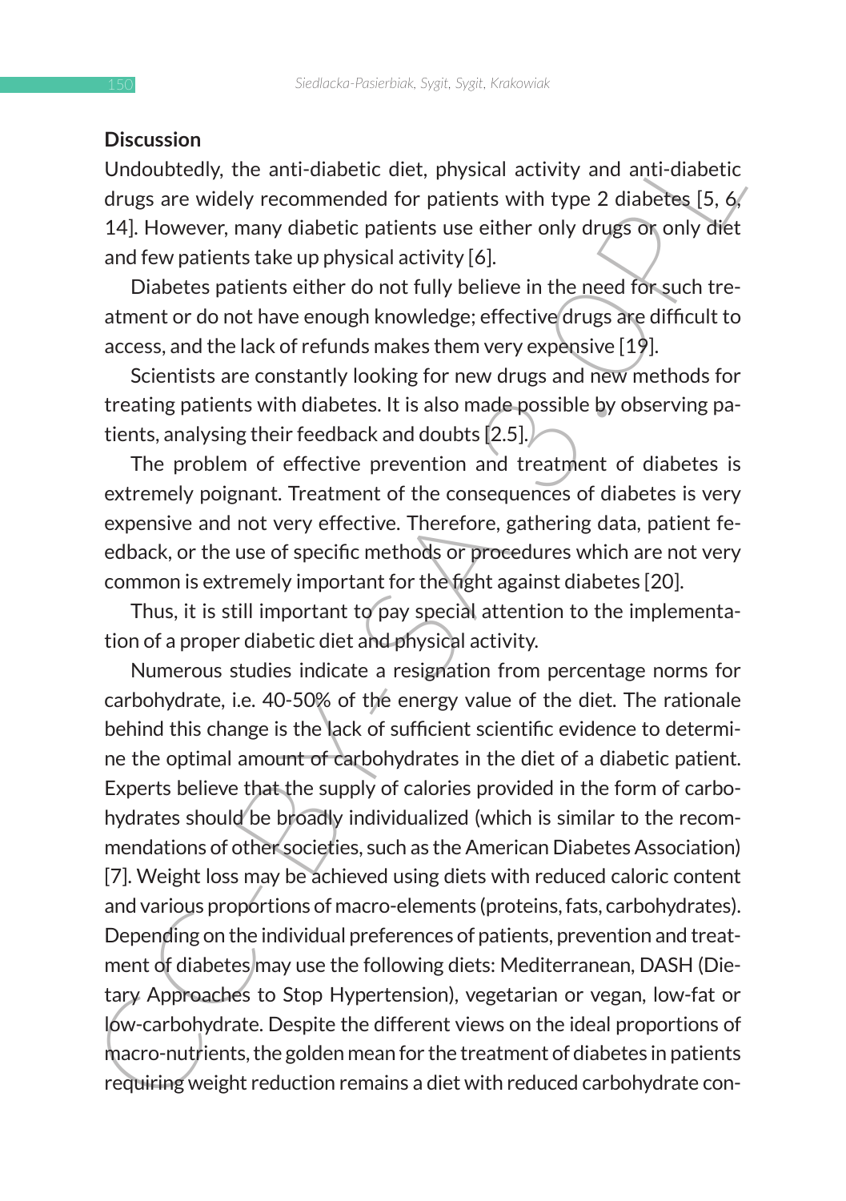## Discussion

Undoubtedly, the anti-diabetic diet, physical activity and anti-diabetic drugs are widely recommended for patients with type 2 diabetes [5, 6, 14]. However, many diabetic patients use either only drugs or only diet and few patients take up physical activity [6].

Diabetes patients either do not fully believe in the need for such treatment or do not have enough knowledge; effective drugs are difficult to access, and the lack of refunds makes them very expensive [19].

Scientists are constantly looking for new drugs and new methods for treating patients with diabetes. It is also made possible by observing patients, analysing their feedback and doubts [2.5].

The problem of effective prevention and treatment of diabetes is extremely poignant. Treatment of the consequences of diabetes is very expensive and not very effective. Therefore, gathering data, patient feedback, or the use of specific methods or procedures which are not very common is extremely important for the fight against diabetes [20].

Thus, it is still important to pay special attention to the implementation of a proper diabetic diet and physical activity.

Numerous studies indicate a resignation from percentage norms for carbohydrate, i.e. 40-50% of the energy value of the diet. The rationale behind this change is the lack of sufficient scientific evidence to determine the optimal amount of carbohydrates in the diet of a diabetic patient. Experts believe that the supply of calories provided in the form of carbohydrates should be broadly individualized (which is similar to the recommendations of other societies, such as the American Diabetes Association) [7]. Weight loss may be achieved using diets with reduced caloric content and various proportions of macro-elements (proteins, fats, carbohydrates). Depending on the individual preferences of patients, prevention and treatment of diabetes may use the following diets: Mediterranean, DASH (Dietary Approaches to Stop Hypertension), vegetarian or vegan, low-fat or low-carbohydrate. Despite the different views on the ideal proportions of macro-nutrients, the golden mean for the treatment of diabetes in patients requiring weight reduction remains a diet with reduced carbohydrate con-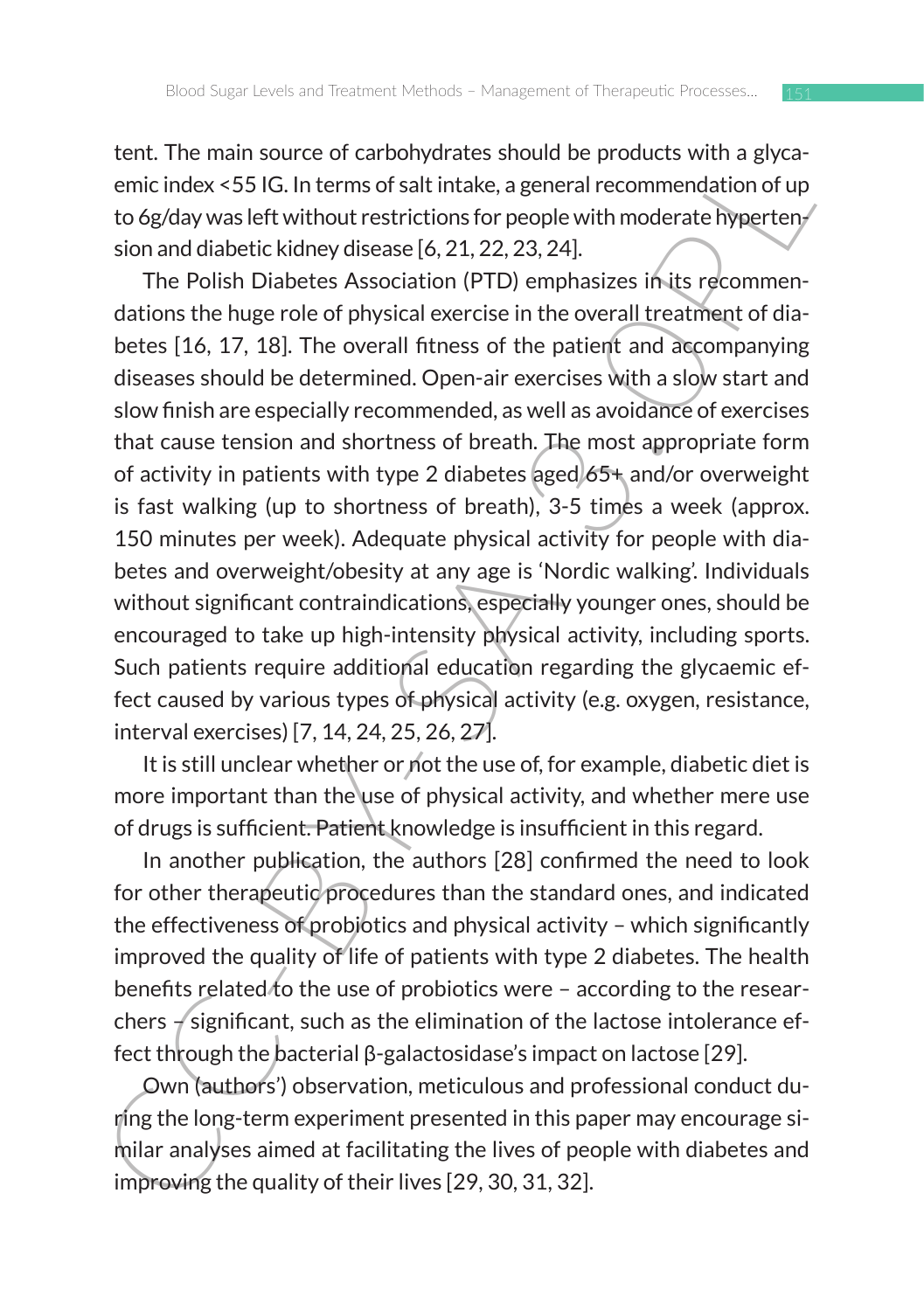tent. The main source of carbohydrates should be products with a glycaemic index <55 IG. In terms of salt intake, a general recommendation of up to 6g/day was left without restrictions for people with moderate hypertension and diabetic kidney disease [6, 21, 22, 23, 24].

The Polish Diabetes Association (PTD) emphasizes in its recommendations the huge role of physical exercise in the overall treatment of diabetes [16, 17, 18]. The overall fitness of the patient and accompanying diseases should be determined. Open-air exercises with a slow start and slow finish are especially recommended, as well as avoidance of exercises that cause tension and shortness of breath. The most appropriate form of activity in patients with type 2 diabetes aged 65+ and/or overweight is fast walking (up to shortness of breath), 3-5 times a week (approx. 150 minutes per week). Adequate physical activity for people with diabetes and overweight/obesity at any age is 'Nordic walking'. Individuals without significant contraindications, especially younger ones, should be encouraged to take up high-intensity physical activity, including sports. Such patients require additional education regarding the glycaemic effect caused by various types of physical activity (e.g. oxygen, resistance, interval exercises) [7, 14, 24, 25, 26, 27].

It is still unclear whether or not the use of, for example, diabetic diet is more important than the use of physical activity, and whether mere use of drugs is sufficient. Patient knowledge is insufficient in this regard.

In another publication, the authors [28] confirmed the need to look for other therapeutic procedures than the standard ones, and indicated the effectiveness of probiotics and physical activity – which significantly improved the quality of life of patients with type 2 diabetes. The health benefits related to the use of probiotics were – according to the researchers – significant, such as the elimination of the lactose intolerance effect through the bacterial β-galactosidase's impact on lactose [29].

Own (authors') observation, meticulous and professional conduct during the long-term experiment presented in this paper may encourage similar analyses aimed at facilitating the lives of people with diabetes and improving the quality of their lives [29, 30, 31, 32].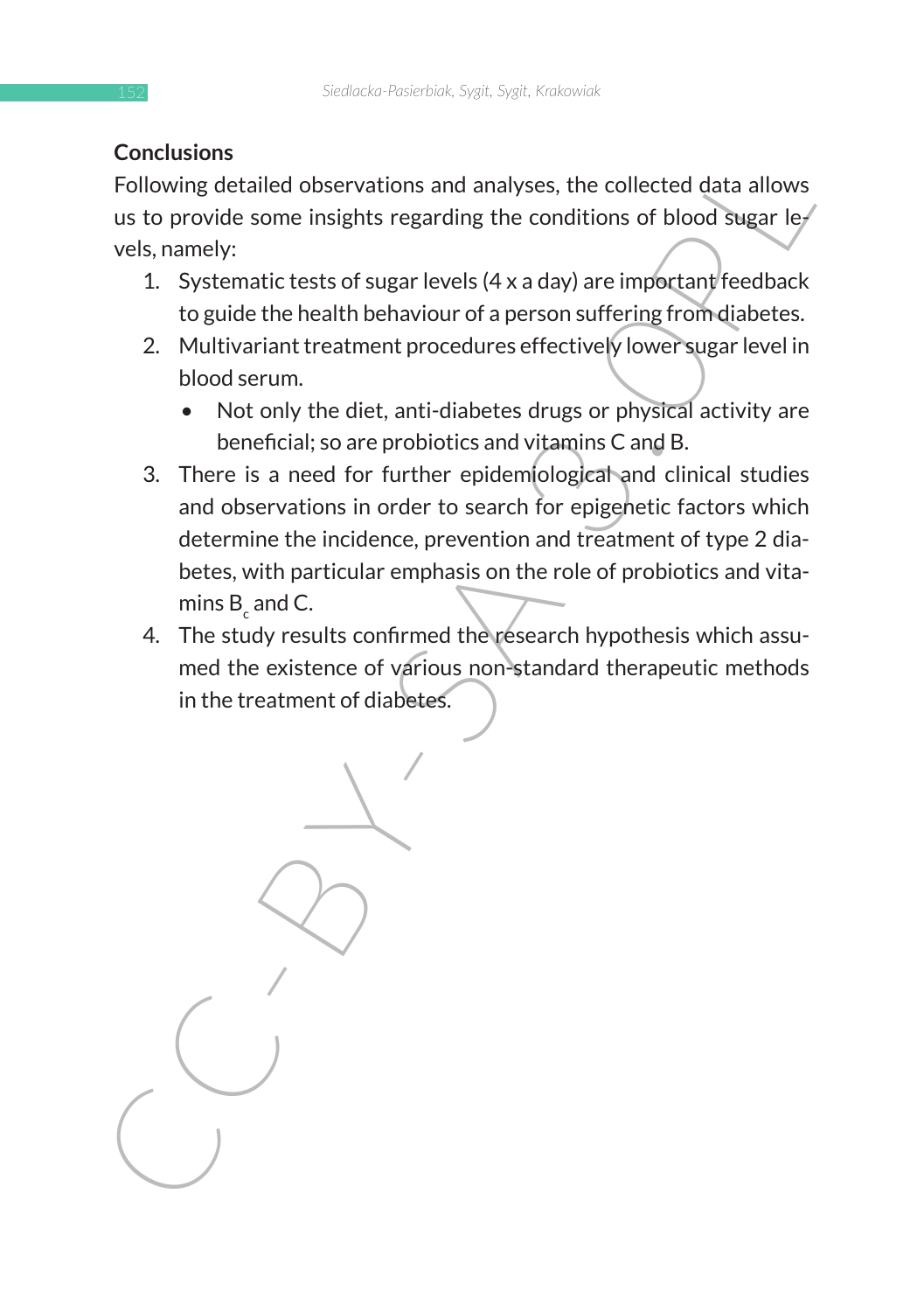## Conclusions

Following detailed observations and analyses, the collected data allows us to provide some insights regarding the conditions of blood sugar levels, namely:

1. Systematic tests of sugar levels (4 x a day) are important feedback to guide the health behaviour of a person suffering from diabetes.
2. Multivariant treatment procedures effectively lower sugar level in blood serum.
   - Not only the diet, anti-diabetes drugs or physical activity are beneficial; so are probiotics and vitamins C and B.
3. There is a need for further epidemiological and clinical studies and observations in order to search for epigenetic factors which determine the incidence, prevention and treatment of type 2 diabetes, with particular emphasis on the role of probiotics and vitamins $B_c$ and C.
4. The study results confirmed the research hypothesis which assumed the existence of various non-standard therapeutic methods in the treatment of diabetes.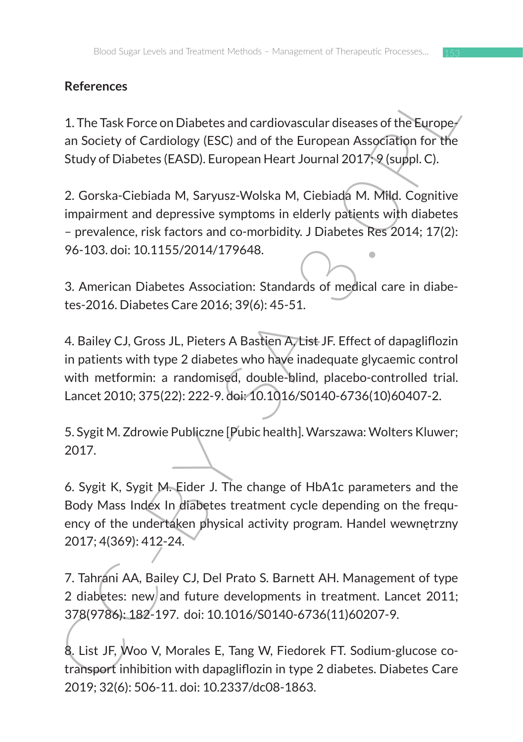**References**

1. The Task Force on Diabetes and cardiovascular diseases of the European Society of Cardiology (ESC) and of the European Association for the Study of Diabetes (EASD). European Heart Journal 2017; 9 (suppl. C).

2. Gorska-Ciebiada M, Saryusz-Wolska M, Ciebiada M. Mild. Cognitive impairment and depressive symptoms in elderly patients with diabetes – prevalence, risk factors and co-morbidity. J Diabetes Res 2014; 17(2): 96-103. doi: 10.1155/2014/179648.

3. American Diabetes Association: Standards of medical care in diabetes-2016. Diabetes Care 2016; 39(6): 45-51.

4. Bailey CJ, Gross JL, Pieters A Bastien A, List JF. Effect of dapagliflozin in patients with type 2 diabetes who have inadequate glycaemic control with metformin: a randomised, double-blind, placebo-controlled trial. Lancet 2010; 375(22): 222-9. doi: 10.1016/S0140-6736(10)60407-2.

5. Sygit M. Zdrowie Publiczne [Pubic health]. Warszawa: Wolters Kluwer; 2017.

6. Sygit K, Sygit M. Eider J. The change of HbA1c parameters and the Body Mass Index In diabetes treatment cycle depending on the frequency of the undertaken physical activity program. Handel wewnętrzny 2017; 4(369): 412-24.

7. Tahrani AA, Bailey CJ, Del Prato S. Barnett AH. Management of type 2 diabetes: new and future developments in treatment. Lancet 2011; 378(9786): 182-197. doi: 10.1016/S0140-6736(11)60207-9.

8. List JF, Woo V, Morales E, Tang W, Fiedorek FT. Sodium-glucose cotransport inhibition with dapagliflozin in type 2 diabetes. Diabetes Care 2019; 32(6): 506-11. doi: 10.2337/dc08-1863.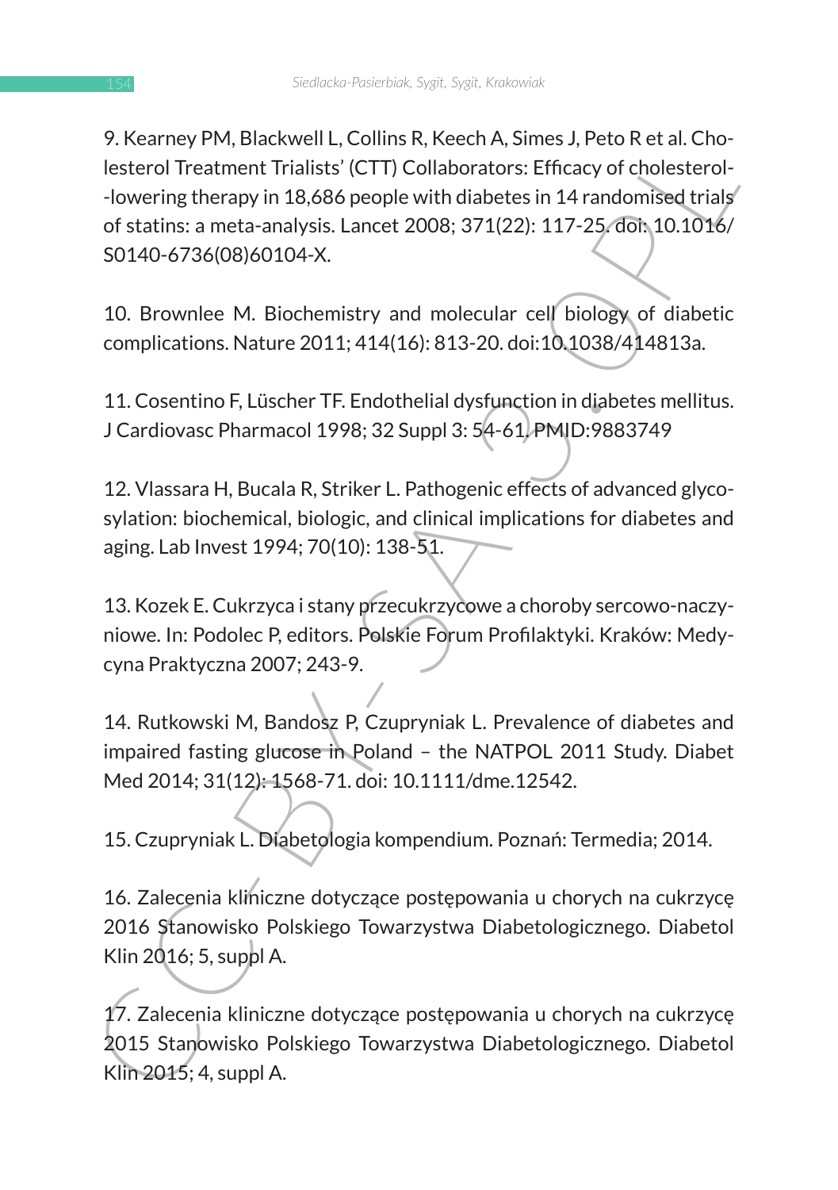9. Kearney PM, Blackwell L, Collins R, Keech A, Simes J, Peto R et al. Cholesterol Treatment Trialists' (CTT) Collaborators: Efficacy of cholesterol--lowering therapy in 18,686 people with diabetes in 14 randomised trials of statins: a meta-analysis. Lancet 2008; 371(22): 117-25. doi: 10.1016/S0140-6736(08)60104-X.

10. Brownlee M. Biochemistry and molecular cell biology of diabetic complications. Nature 2011; 414(16): 813-20. doi:10.1038/414813a.

11. Cosentino F, Lüscher TF. Endothelial dysfunction in diabetes mellitus. J Cardiovasc Pharmacol 1998; 32 Suppl 3: 54-61. PMID:9883749

12. Vlassara H, Bucala R, Striker L. Pathogenic effects of advanced glycosylation: biochemical, biologic, and clinical implications for diabetes and aging. Lab Invest 1994; 70(10): 138-51.

13. Kozek E. Cukrzyca i stany przecukrzycowe a choroby sercowo-naczyniowe. In: Podolec P, editors. Polskie Forum Profilaktyki. Kraków: Medycyna Praktyczna 2007; 243-9.

14. Rutkowski M, Bandosz P, Czupryniak L. Prevalence of diabetes and impaired fasting glucose in Poland – the NATPOL 2011 Study. Diabet Med 2014; 31(12): 1568-71. doi: 10.1111/dme.12542.

15. Czupryniak L. Diabetologia kompendium. Poznań: Termedia; 2014.

16. Zalecenia kliniczne dotyczące postępowania u chorych na cukrzycę 2016 Stanowisko Polskiego Towarzystwa Diabetologicznego. Diabetol Klin 2016; 5, suppl A.

17. Zalecenia kliniczne dotyczące postępowania u chorych na cukrzycę 2015 Stanowisko Polskiego Towarzystwa Diabetologicznego. Diabetol Klin 2015; 4, suppl A.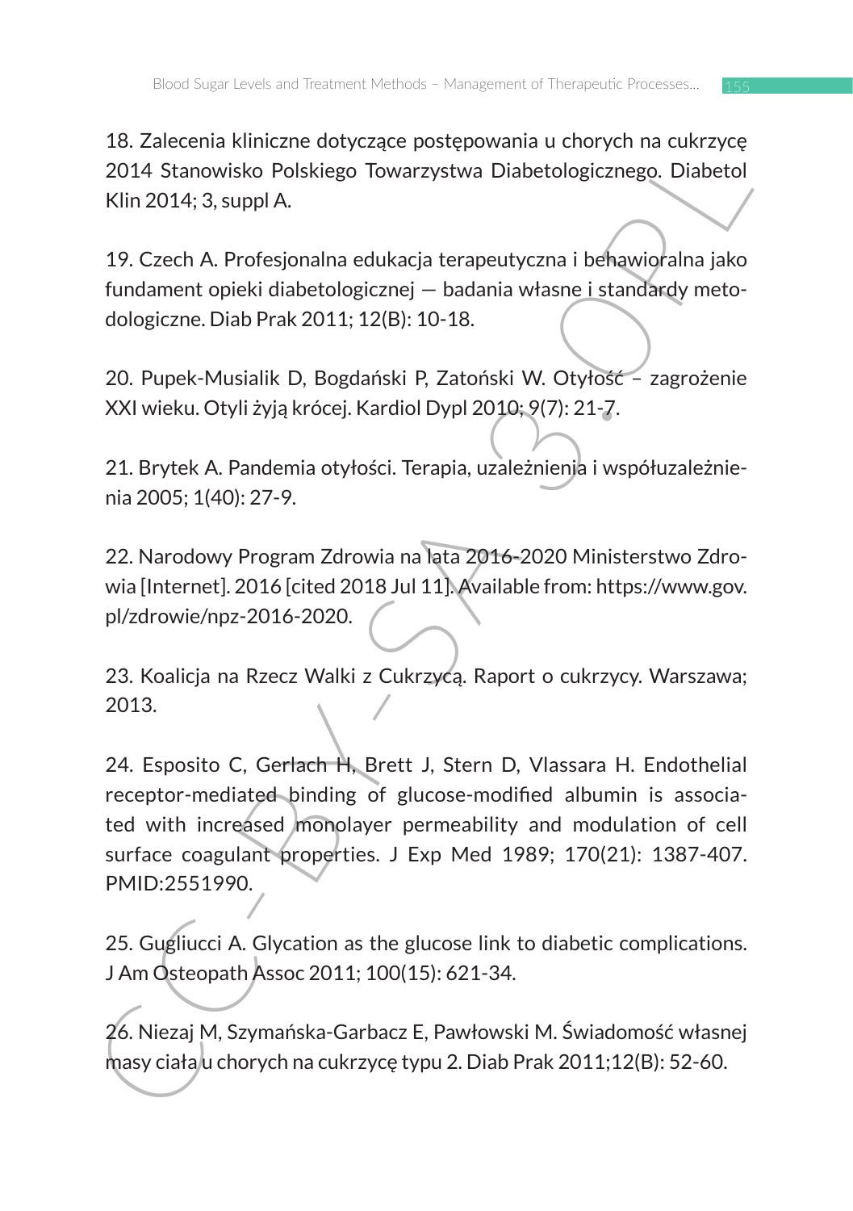18. Zalecenia kliniczne dotyczące postępowania u chorych na cukrzycę 2014 Stanowisko Polskiego Towarzystwa Diabetologicznego. Diabetol Klin 2014; 3, suppl A.

19. Czech A. Profesjonalna edukacja terapeutyczna i behawioralna jako fundament opieki diabetologicznej — badania własne i standardy metodologiczne. Diab Prak 2011; 12(B): 10-18.

20. Pupek-Musialik D, Bogdański P, Zatoński W. Otyłość – zagrożenie XXI wieku. Otyli żyją krócej. Kardiol Dypl 2010; 9(7): 21-7.

21. Brytek A. Pandemia otyłości. Terapia, uzależnienia i współuzależnienia 2005; 1(40): 27-9.

22. Narodowy Program Zdrowia na lata 2016-2020 Ministerstwo Zdrowia [Internet]. 2016 [cited 2018 Jul 11]. Available from: https://www.gov.pl/zdrowie/npz-2016-2020.

23. Koalicja na Rzecz Walki z Cukrzycą. Raport o cukrzycy. Warszawa; 2013.

24. Esposito C, Gerlach H, Brett J, Stern D, Vlassara H. Endothelial receptor-mediated binding of glucose-modified albumin is associated with increased monolayer permeability and modulation of cell surface coagulant properties. J Exp Med 1989; 170(21): 1387-407. PMID:2551990.

25. Gugliucci A. Glycation as the glucose link to diabetic complications. J Am Osteopath Assoc 2011; 100(15): 621-34.

26. Niezaj M, Szymańska-Garbacz E, Pawłowski M. Świadomość własnej masy ciała u chorych na cukrzycę typu 2. Diab Prak 2011;12(B): 52-60.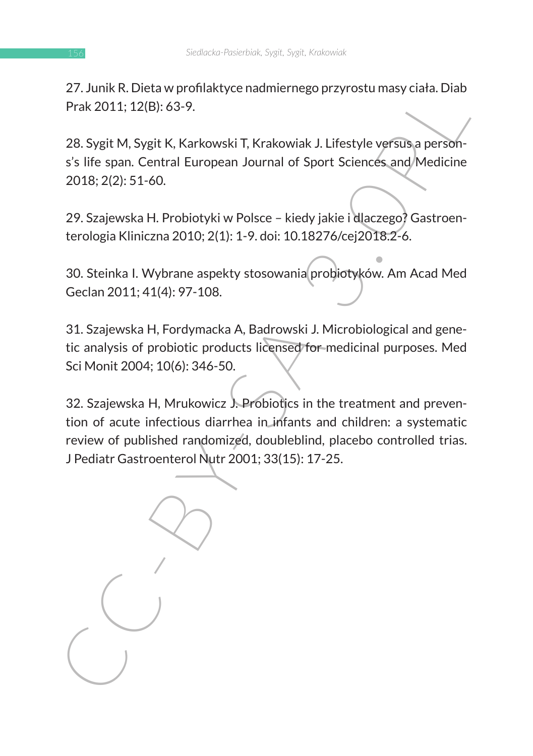27. Junik R. Dieta w profilaktyce nadmiernego przyrostu masy ciała. Diab Prak 2011; 12(B): 63-9.

28. Sygit M, Sygit K, Karkowski T, Krakowiak J. Lifestyle versus a person-s's life span. Central European Journal of Sport Sciences and Medicine 2018; 2(2): 51-60.

29. Szajewska H. Probiotyki w Polsce – kiedy jakie i dlaczego? Gastroenterologia Kliniczna 2010; 2(1): 1-9. doi: 10.18276/cej2018.2-6.

30. Steinka I. Wybrane aspekty stosowania probiotyków. Am Acad Med Geclan 2011; 41(4): 97-108.

31. Szajewska H, Fordymacka A, Badrowski J. Microbiological and genetic analysis of probiotic products licensed for medicinal purposes. Med Sci Monit 2004; 10(6): 346-50.

32. Szajewska H, Mrukowicz J. Probiotics in the treatment and prevention of acute infectious diarrhea in infants and children: a systematic review of published randomized, doubleblind, placebo controlled trias. J Pediatr Gastroenterol Nutr 2001; 33(15): 17-25.